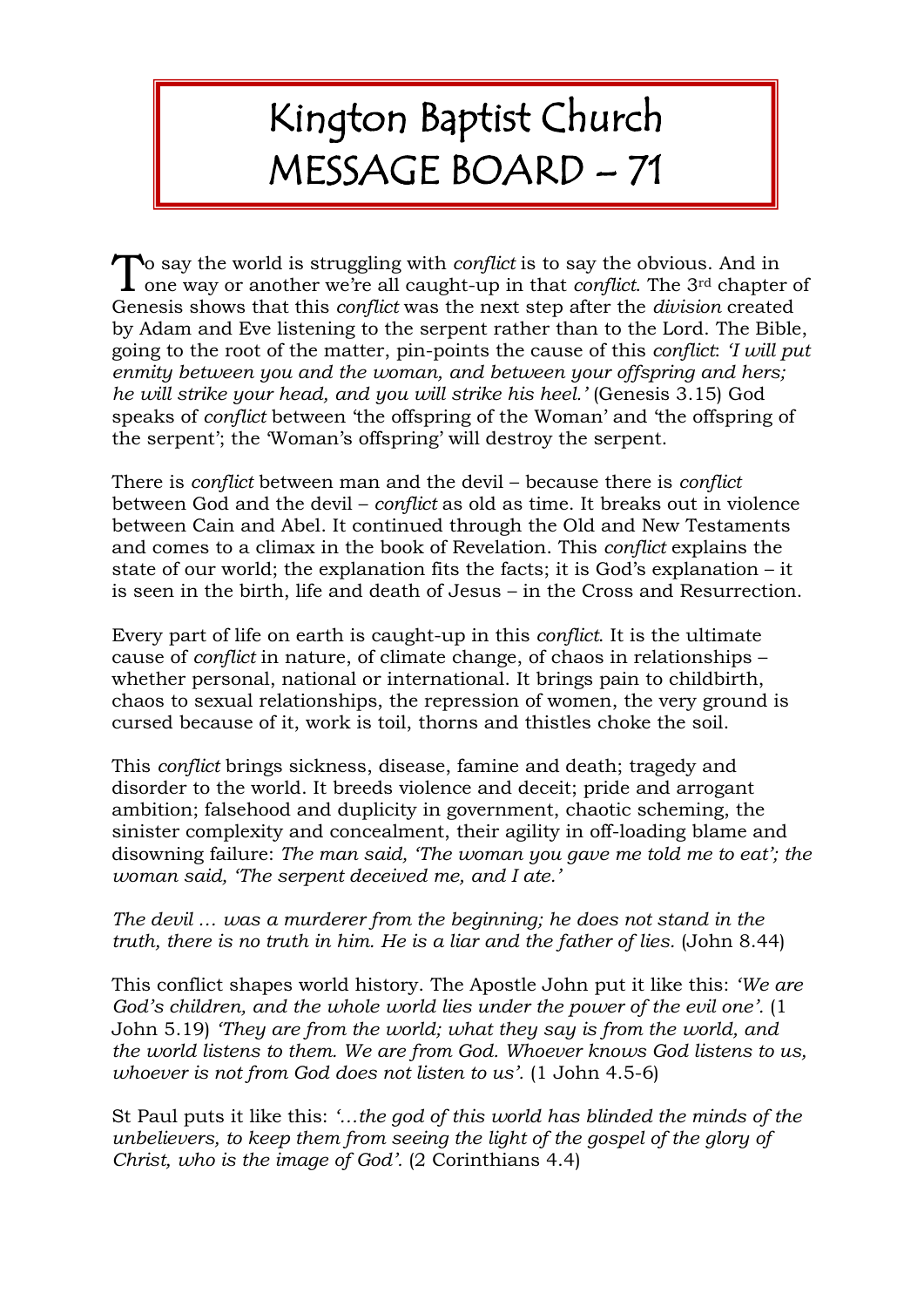# Kington Baptist Church MESSAGE BOARD – 71

To say the world is struggling with *conflict* is to say the obvious. And in one way or another we're all caught-up in that *conflict*. The 3rd chapter of Genesis shows that this *conflict* was the next step after the *division* created by Adam and Eve listening to the serpent rather than to the Lord. The Bible, going to the root of the matter, pin-points the cause of this *conflict*: *'I will put enmity between you and the woman, and between your offspring and hers; he will strike your head, and you will strike his heel.'* (Genesis 3.15) God speaks of *conflict* between 'the offspring of the Woman' and 'the offspring of the serpent'; the 'Woman's offspring' will destroy the serpent.

There is *conflict* between man and the devil – because there is *conflict* between God and the devil – *conflict* as old as time. It breaks out in violence between Cain and Abel. It continued through the Old and New Testaments and comes to a climax in the book of Revelation. This *conflict* explains the state of our world; the explanation fits the facts; it is God's explanation – it is seen in the birth, life and death of Jesus – in the Cross and Resurrection.

Every part of life on earth is caught-up in this *conflict*. It is the ultimate cause of *conflict* in nature, of climate change, of chaos in relationships – whether personal, national or international. It brings pain to childbirth, chaos to sexual relationships, the repression of women, the very ground is cursed because of it, work is toil, thorns and thistles choke the soil.

This *conflict* brings sickness, disease, famine and death; tragedy and disorder to the world. It breeds violence and deceit; pride and arrogant ambition; falsehood and duplicity in government, chaotic scheming, the sinister complexity and concealment, their agility in off-loading blame and disowning failure: *The man said, 'The woman you gave me told me to eat'; the woman said, 'The serpent deceived me, and I ate.'*

*The devil … was a murderer from the beginning; he does not stand in the truth, there is no truth in him. He is a liar and the father of lies.* (John 8.44)

This conflict shapes world history. The Apostle John put it like this: *'We are God's children, and the whole world lies under the power of the evil one'.* (1 John 5.19) *'They are from the world; what they say is from the world, and the world listens to them. We are from God. Whoever knows God listens to us, whoever is not from God does not listen to us'.* (1 John 4.5-6)

St Paul puts it like this: *'…the god of this world has blinded the minds of the unbelievers, to keep them from seeing the light of the gospel of the glory of Christ, who is the image of God'.* (2 Corinthians 4.4)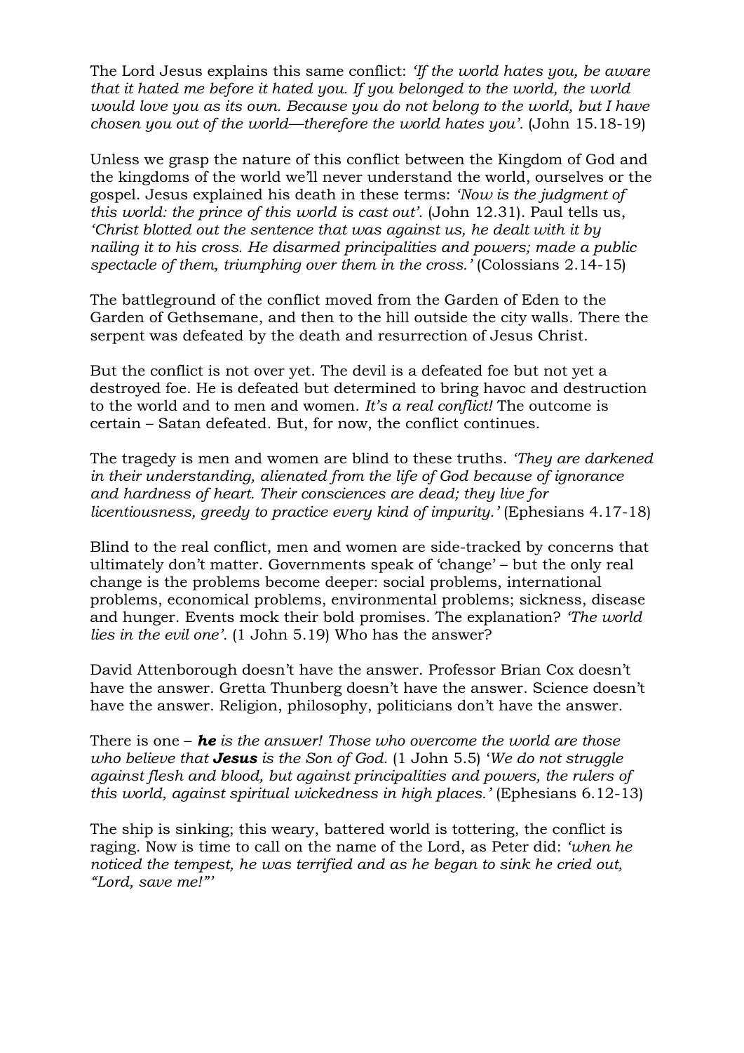The Lord Jesus explains this same conflict: *'If the world hates you, be aware that it hated me before it hated you. If you belonged to the world, the world would love you as its own. Because you do not belong to the world, but I have chosen you out of the world—therefore the world hates you'.* (John 15.18-19)

Unless we grasp the nature of this conflict between the Kingdom of God and the kingdoms of the world we'll never understand the world, ourselves or the gospel. Jesus explained his death in these terms: *'Now is the judgment of this world: the prince of this world is cast out'.* (John 12.31). Paul tells us, *'Christ blotted out the sentence that was against us, he dealt with it by nailing it to his cross. He disarmed principalities and powers; made a public spectacle of them, triumphing over them in the cross.'* (Colossians 2.14-15)

The battleground of the conflict moved from the Garden of Eden to the Garden of Gethsemane, and then to the hill outside the city walls. There the serpent was defeated by the death and resurrection of Jesus Christ.

But the conflict is not over yet. The devil is a defeated foe but not yet a destroyed foe. He is defeated but determined to bring havoc and destruction to the world and to men and women. *It's a real conflict!* The outcome is certain – Satan defeated. But, for now, the conflict continues.

The tragedy is men and women are blind to these truths. *'They are darkened in their understanding, alienated from the life of God because of ignorance and hardness of heart. Their consciences are dead; they live for licentiousness, greedy to practice every kind of impurity.'* (Ephesians 4.17-18)

Blind to the real conflict, men and women are side-tracked by concerns that ultimately don't matter. Governments speak of 'change' – but the only real change is the problems become deeper: social problems, international problems, economical problems, environmental problems; sickness, disease and hunger. Events mock their bold promises. The explanation? *'The world lies in the evil one'.* (1 John 5.19) Who has the answer?

David Attenborough doesn't have the answer. Professor Brian Cox doesn't have the answer. Gretta Thunberg doesn't have the answer. Science doesn't have the answer. Religion, philosophy, politicians don't have the answer.

There is one – ***he*** *is the answer! Those who overcome the world are those who believe that* ***Jesus*** *is the Son of God.* (1 John 5.5) '*We do not struggle against flesh and blood, but against principalities and powers, the rulers of this world, against spiritual wickedness in high places.'* (Ephesians 6.12-13)

The ship is sinking; this weary, battered world is tottering, the conflict is raging. Now is time to call on the name of the Lord, as Peter did: *'when he noticed the tempest, he was terrified and as he began to sink he cried out, "Lord, save me!"'*